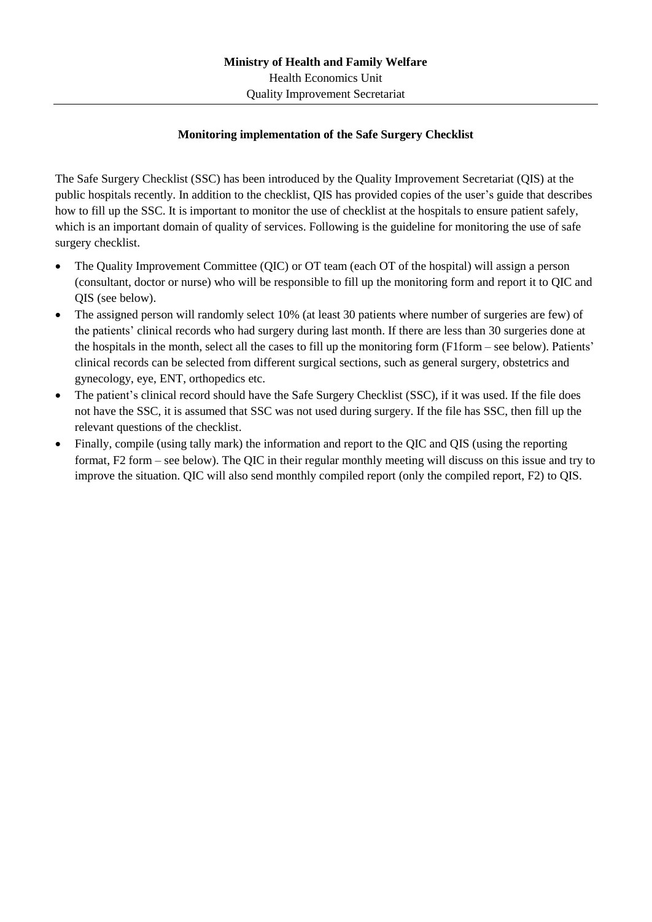**Ministry of Health and Family Welfare**

Health Economics Unit

Quality Improvement Secretariat

---

**Monitoring implementation of the Safe Surgery Checklist**

The Safe Surgery Checklist (SSC) has been introduced by the Quality Improvement Secretariat (QIS) at the public hospitals recently. In addition to the checklist, QIS has provided copies of the user's guide that describes how to fill up the SSC. It is important to monitor the use of checklist at the hospitals to ensure patient safely, which is an important domain of quality of services. Following is the guideline for monitoring the use of safe surgery checklist.

- The Quality Improvement Committee (QIC) or OT team (each OT of the hospital) will assign a person (consultant, doctor or nurse) who will be responsible to fill up the monitoring form and report it to QIC and QIS (see below).
- The assigned person will randomly select 10% (at least 30 patients where number of surgeries are few) of the patients' clinical records who had surgery during last month. If there are less than 30 surgeries done at the hospitals in the month, select all the cases to fill up the monitoring form (F1form – see below). Patients' clinical records can be selected from different surgical sections, such as general surgery, obstetrics and gynecology, eye, ENT, orthopedics etc.
- The patient's clinical record should have the Safe Surgery Checklist (SSC), if it was used. If the file does not have the SSC, it is assumed that SSC was not used during surgery. If the file has SSC, then fill up the relevant questions of the checklist.
- Finally, compile (using tally mark) the information and report to the QIC and QIS (using the reporting format, F2 form – see below). The QIC in their regular monthly meeting will discuss on this issue and try to improve the situation. QIC will also send monthly compiled report (only the compiled report, F2) to QIS.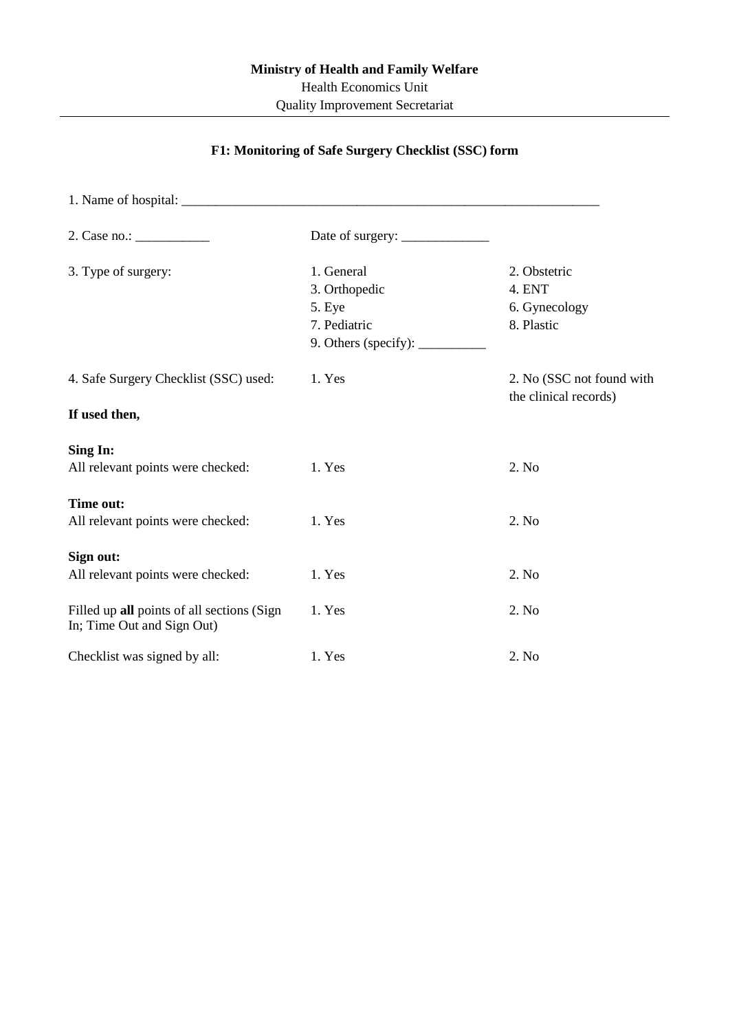**Ministry of Health and Family Welfare**
Health Economics Unit
Quality Improvement Secretariat

---

## F1: Monitoring of Safe Surgery Checklist (SSC) form

1. Name of hospital: ______________________________________________________________

2. Case no.: ___________ Date of surgery: _____________

| | | |
|---|---|---|
| 3. Type of surgery: | 1. General | 2. Obstetric |
| | 3. Orthopedic | 4. ENT |
| | 5. Eye | 6. Gynecology |
| | 7. Pediatric | 8. Plastic |
| | 9. Others (specify): __________ | |
| 4. Safe Surgery Checklist (SSC) used: | 1. Yes | 2. No (SSC not found with the clinical records) |
| **If used then,** | | |
| **Sing In:** All relevant points were checked: | 1. Yes | 2. No |
| **Time out:** All relevant points were checked: | 1. Yes | 2. No |
| **Sign out:** All relevant points were checked: | 1. Yes | 2. No |
| Filled up **all** points of all sections (Sign In; Time Out and Sign Out) | 1. Yes | 2. No |
| Checklist was signed by all: | 1. Yes | 2. No |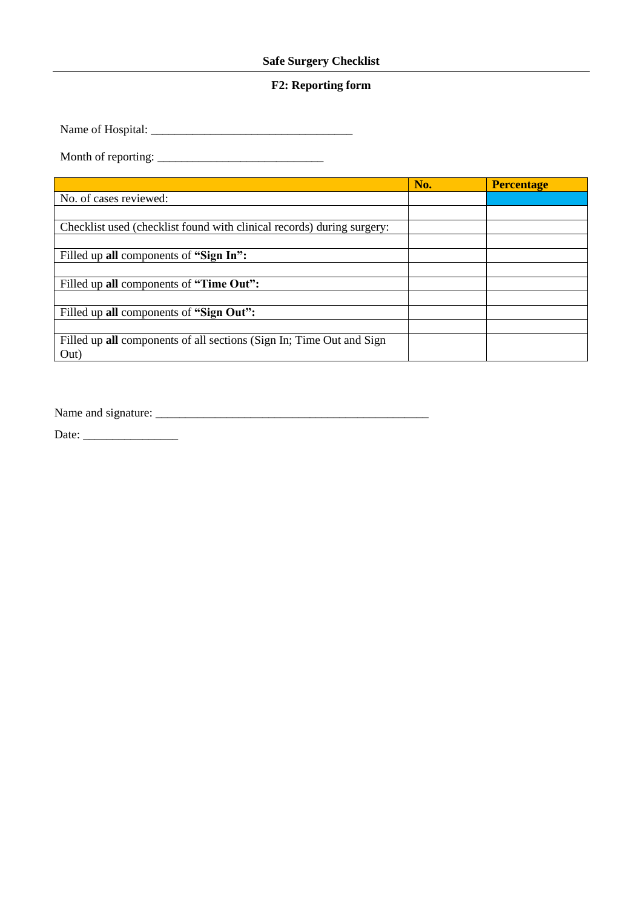**Safe Surgery Checklist**

**F2: Reporting form**

Name of Hospital: ___________________________________

Month of reporting: _____________________________

| | No. | Percentage |
|---|---|---|
| No. of cases reviewed: | | |
| | | |
| Checklist used (checklist found with clinical records) during surgery: | | |
| | | |
| Filled up **all** components of **"Sign In":** | | |
| | | |
| Filled up **all** components of **"Time Out":** | | |
| | | |
| Filled up **all** components of **"Sign Out":** | | |
| | | |
| Filled up **all** components of all sections (Sign In; Time Out and Sign Out) | | |

Name and signature: ________________________________________________

Date: ________________